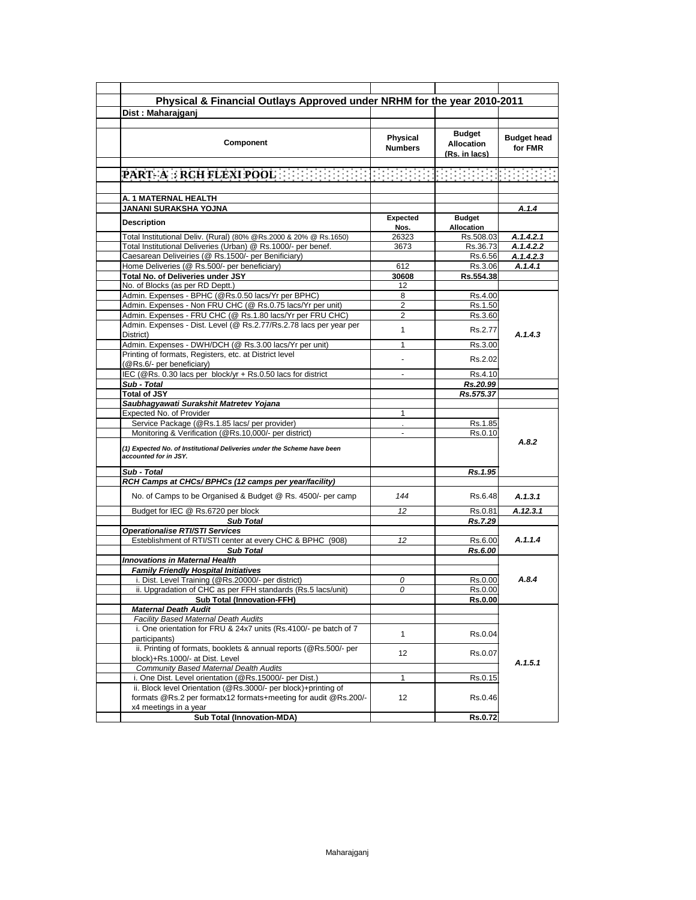## Physical & Financial Outlays Approved under NRHM for the year 2010-2011

**Dist : Maharajganj**

| Component | Physical Numbers | Budget Allocation (Rs. in lacs) | Budget head for FMR |
|---|---|---|---|
| **PART- A : RCH FLEXI POOL** | | | |
| **A. 1 MATERNAL HEALTH** | | | |
| **JANANI SURAKSHA YOJNA** | | | *A.1.4* |
| **Description** | **Expected Nos.** | **Budget Allocation** | |
| Total Institutional Deliv. (Rural) (80% @Rs.2000 & 20% @ Rs.1650) | 26323 | Rs.508.03 | *A.1.4.2.1* |
| Total Institutional Deliveries (Urban) @ Rs.1000/- per benef. | 3673 | Rs.36.73 | *A.1.4.2.2* |
| Caesarean Deliveiries (@ Rs.1500/- per Benificiary) | | Rs.6.56 | *A.1.4.2.3* |
| Home Deliveries (@ Rs.500/- per beneficiary) | 612 | Rs.3.06 | *A.1.4.1* |
| **Total No. of Deliveries under JSY** | **30608** | **Rs.554.38** | |
| No. of Blocks (as per RD Deptt.) | 12 | | |
| Admin. Expenses - BPHC (@Rs.0.50 lacs/Yr per BPHC) | 8 | Rs.4.00 | *A.1.4.3* |
| Admin. Expenses - Non FRU CHC (@ Rs.0.75 lacs/Yr per unit) | 2 | Rs.1.50 | |
| Admin. Expenses - FRU CHC (@ Rs.1.80 lacs/Yr per FRU CHC) | 2 | Rs.3.60 | |
| Admin. Expenses - Dist. Level (@ Rs.2.77/Rs.2.78 lacs per year per District) | 1 | Rs.2.77 | |
| Admin. Expenses - DWH/DCH (@ Rs.3.00 lacs/Yr per unit) | 1 | Rs.3.00 | |
| Printing of formats, Registers, etc. at District level (@Rs.6/- per beneficiary) | - | Rs.2.02 | |
| IEC (@Rs. 0.30 lacs per block/yr + Rs.0.50 lacs for district | - | Rs.4.10 | |
| ***Sub - Total*** | | ***Rs.20.99*** | |
| **Total of JSY** | | ***Rs.575.37*** | |
| ***Saubhagyawati Surakshit Matretev Yojana*** | | | |
| Expected No. of Provider | 1 | | *A.8.2* |
| Service Package (@Rs.1.85 lacs/ per provider) | . | Rs.1.85 | |
| Monitoring & Verification (@Rs.10,000/- per district) | - | Rs.0.10 | |
| ***(1) Expected No. of Institutional Deliveries under the Scheme have been accounted for in JSY.*** | | | |
| ***Sub - Total*** | | ***Rs.1.95*** | |
| ***RCH Camps at CHCs/ BPHCs (12 camps per year/facility)*** | | | |
| No. of Camps to be Organised & Budget @ Rs. 4500/- per camp | *144* | Rs.6.48 | *A.1.3.1* |
| Budget for IEC @ Rs.6720 per block | *12* | Rs.0.81 | *A.12.3.1* |
| ***Sub Total*** | | ***Rs.7.29*** | |
| ***Operationalise RTI/STI Services*** | | | |
| Esteblishment of RTI/STI center at every CHC & BPHC (908) | *12* | Rs.6.00 | *A.1.1.4* |
| ***Sub Total*** | | ***Rs.6.00*** | |
| ***Innovations in Maternal Health*** | | | |
| ***Family Friendly Hospital Initiatives*** | | | *A.8.4* |
| i. Dist. Level Training (@Rs.20000/- per district) | *0* | Rs.0.00 | |
| ii. Upgradation of CHC as per FFH standards (Rs.5 lacs/unit) | *0* | Rs.0.00 | |
| **Sub Total (Innovation-FFH)** | | **Rs.0.00** | |
| ***Maternal Death Audit*** | | | *A.1.5.1* |
| *Facility Based Maternal Death Audits* | | | |
| i. One orientation for FRU & 24x7 units (Rs.4100/- pe batch of 7 participants) | 1 | Rs.0.04 | |
| ii. Printing of formats, booklets & annual reports (@Rs.500/- per block)+Rs.1000/- at Dist. Level | 12 | Rs.0.07 | |
| *Community Based Maternal Dealth Audits* | | | |
| i. One Dist. Level orientation (@Rs.15000/- per Dist.) | 1 | Rs.0.15 | |
| ii. Block level Orientation (@Rs.3000/- per block)+printing of formats @Rs.2 per formatx12 formats+meeting for audit @Rs.200/- x4 meetings in a year | 12 | Rs.0.46 | |
| **Sub Total (Innovation-MDA)** | | **Rs.0.72** | |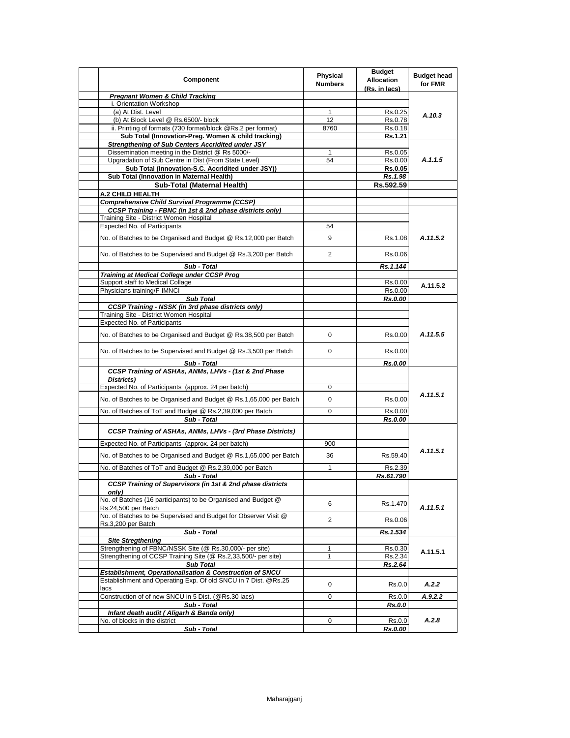| Component | Physical Numbers | Budget Allocation (Rs. in lacs) | Budget head for FMR |
|---|---|---|---|
| ***Pregnant Women & Child Tracking*** | | | |
| i. Orientation Workshop | | | A.10.3 |
| (a) At Dist. Level | 1 | Rs.0.25 | |
| (b) At Block Level @ Rs.6500/- block | 12 | Rs.0.78 | |
| ii. Printing of formats (730 format/block @Rs.2 per format) | 8760 | Rs.0.18 | |
| **Sub Total (Innovation-Preg. Women & child tracking)** | | **Rs.1.21** | |
| ***Strengthening of Sub Centers Accridited under JSY*** | | | A.1.1.5 |
| Dissemination meeting in the District @ Rs 5000/- | 1 | Rs.0.05 | |
| Upgradation of Sub Centre in Dist (From State Level) | 54 | Rs.0.00 | |
| **Sub Total (Innovation-S.C. Accridited under JSY))** | | **Rs.0.05** | |
| **Sub Total (Innovation in Maternal Health)** | | ***Rs.1.98*** | |
| **Sub-Total (Maternal Health)** | | **Rs.592.59** | |
| **A.2 CHILD HEALTH** | | | |
| ***Comprehensive Child Survival Programme (CCSP)*** | | | |
| ***CCSP Training - FBNC (in 1st & 2nd phase districts only)*** | | | A.11.5.2 |
| Training Site - District Women Hospital | | | |
| Expected No. of Participants | 54 | | |
| No. of Batches to be Organised and Budget @ Rs.12,000 per Batch | 9 | Rs.1.08 | |
| No. of Batches to be Supervised and Budget @ Rs.3,200 per Batch | 2 | Rs.0.06 | |
| ***Sub - Total*** | | ***Rs.1.144*** | |
| ***Training at Medical College under CCSP Prog*** | | | |
| Support staff to Medical Collage | | Rs.0.00 | A.11.5.2 |
| Physicians training/F-IMNCI | | Rs.0.00 | |
| ***Sub Total*** | | ***Rs.0.00*** | |
| ***CCSP Training - NSSK (in 3rd phase districts only)*** | | | A.11.5.5 |
| Training Site - District Women Hospital | | | |
| Expected No. of Participants | | | |
| No. of Batches to be Organised and Budget @ Rs.38,500 per Batch | 0 | Rs.0.00 | |
| No. of Batches to be Supervised and Budget @ Rs.3,500 per Batch | 0 | Rs.0.00 | |
| ***Sub - Total*** | | ***Rs.0.00*** | |
| ***CCSP Training of ASHAs, ANMs, LHVs - (1st & 2nd Phase Districts)*** | | | A.11.5.1 |
| Expected No. of Participants (approx. 24 per batch) | 0 | | |
| No. of Batches to be Organised and Budget @ Rs.1,65,000 per Batch | 0 | Rs.0.00 | |
| No. of Batches of ToT and Budget @ Rs.2,39,000 per Batch | 0 | Rs.0.00 | |
| ***Sub - Total*** | | ***Rs.0.00*** | |
| ***CCSP Training of ASHAs, ANMs, LHVs - (3rd Phase Districts)*** | | | A.11.5.1 |
| Expected No. of Participants (approx. 24 per batch) | 900 | | |
| No. of Batches to be Organised and Budget @ Rs.1,65,000 per Batch | 36 | Rs.59.40 | |
| No. of Batches of ToT and Budget @ Rs.2,39,000 per Batch | 1 | Rs.2.39 | |
| ***Sub - Total*** | | ***Rs.61.790*** | |
| ***CCSP Training of Supervisors (in 1st & 2nd phase districts only)*** | | | A.11.5.1 |
| No. of Batches (16 participants) to be Organised and Budget @ Rs.24,500 per Batch | 6 | Rs.1.470 | |
| No. of Batches to be Supervised and Budget for Observer Visit @ Rs.3,200 per Batch | 2 | Rs.0.06 | |
| ***Sub - Total*** | | ***Rs.1.534*** | |
| ***Site Stregthening*** | | | A.11.5.1 |
| Strengthening of FBNC/NSSK Site (@ Rs.30,000/- per site) | *1* | Rs.0.30 | |
| Strengthening of CCSP Training Site (@ Rs.2,33,500/- per site) | *1* | Rs.2.34 | |
| ***Sub Total*** | | ***Rs.2.64*** | |
| ***Establishment, Operationalisation & Construction of SNCU*** | | | |
| Establishment and Operating Exp. Of old SNCU in 7 Dist. @Rs.25 lacs | 0 | Rs.0.0 | ***A.2.2*** |
| Construction of of new SNCU in 5 Dist. (@Rs.30 lacs) | 0 | Rs.0.0 | ***A.9.2.2*** |
| ***Sub - Total*** | | ***Rs.0.0*** | |
| ***Infant death audit ( Aligarh & Banda only)*** | | | A.2.8 |
| No. of blocks in the district | 0 | Rs.0.0 | |
| ***Sub - Total*** | | ***Rs.0.00*** | |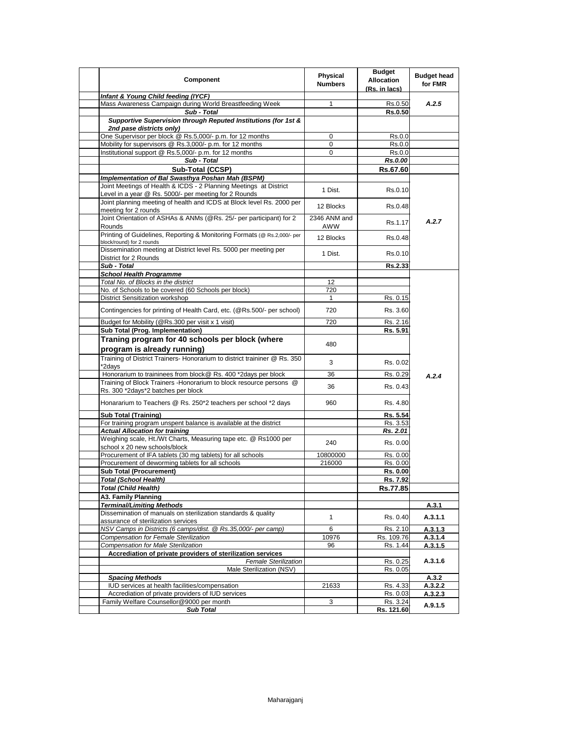| Component | Physical Numbers | Budget Allocation (Rs. in lacs) | Budget head for FMR |
|---|---|---|---|
| ***Infant & Young Child feeding (IYCF)*** | | | |
| Mass Awareness Campaign during World Breastfeeding Week | 1 | Rs.0.50 | *A.2.5* |
| ***Sub - Total*** | | **Rs.0.50** | |
| ***Supportive Supervision through Reputed Institutions (for 1st & 2nd pase districts only)*** | | | |
| One Supervisor per block @ Rs.5,000/- p.m. for 12 months | 0 | Rs.0.0 | |
| Mobility for supervisors @ Rs.3,000/- p.m. for 12 months | 0 | Rs.0.0 | |
| Institutional support @ Rs.5,000/- p.m. for 12 months | 0 | Rs.0.0 | |
| ***Sub - Total*** | | ***Rs.0.00*** | |
| **Sub-Total (CCSP)** | | **Rs.67.60** | |
| ***Implementation of Bal Swasthya Poshan Mah (BSPM)*** | | | |
| Joint Meetings of Health & ICDS - 2 Planning Meetings at District Level in a year @ Rs. 5000/- per meeting for 2 Rounds | 1 Dist. | Rs.0.10 | *A.2.7* |
| Joint planning meeting of health and ICDS at Block level Rs. 2000 per meeting for 2 rounds | 12 Blocks | Rs.0.48 | |
| Joint Orientation of ASHAs & ANMs (@Rs. 25/- per participant) for 2 Rounds | 2346 ANM and AWW | Rs.1.17 | |
| Printing of Guidelines, Reporting & Monitoring Formats (@ Rs.2,000/- per block/round) for 2 rounds | 12 Blocks | Rs.0.48 | |
| Dissemination meeting at District level Rs. 5000 per meeting per District for 2 Rounds | 1 Dist. | Rs.0.10 | |
| ***Sub - Total*** | | **Rs.2.33** | |
| ***School Health Programme*** | | | *A.2.4* |
| *Total No. of Blocks in the district* | 12 | | |
| No. of Schools to be covered (60 Schools per block) | 720 | | |
| District Sensitization workshop | 1 | Rs. 0.15 | |
| Contingencies for printing of Health Card, etc. (@Rs.500/- per school) | 720 | Rs. 3.60 | |
| Budget for Mobility (@Rs.300 per visit x 1 visit) | 720 | Rs. 2.16 | |
| **Sub Total (Prog. Implementation)** | | **Rs. 5.91** | |
| **Traning program for 40 schools per block (where program is already running)** | 480 | | |
| Training of District Trainers- Honorarium to district traininer @ Rs. 350 *2days | 3 | Rs. 0.02 | |
| Honorarium to traininees from block@ Rs. 400 *2days per block | 36 | Rs. 0.29 | |
| Training of Block Trainers -Honorarium to block resource persons @ Rs. 300 *2days*2 batches per block | 36 | Rs. 0.43 | |
| Honararium to Teachers @ Rs. 250*2 teachers per school *2 days | 960 | Rs. 4.80 | |
| **Sub Total (Training)** | | **Rs. 5.54** | |
| For training program unspent balance is available at the district | | Rs. 3.53 | |
| ***Actual Allocation for training*** | | ***Rs. 2.01*** | |
| Weighing scale, Ht./Wt Charts, Measuring tape etc. @ Rs1000 per school x 20 new schools/block | 240 | Rs. 0.00 | |
| Procurement of IFA tablets (30 mg tablets) for all schools | 10800000 | Rs. 0.00 | |
| Procurement of deworming tablets for all schools | 216000 | Rs. 0.00 | |
| **Sub Total (Procurement)** | | **Rs. 0.00** | |
| ***Total (School Health)*** | | **Rs. 7.92** | |
| ***Total (Child Health)*** | | **Rs.77.85** | |
| **A3. Family Planning** | | | |
| ***Terminal/Limiting Methods*** | | | **A.3.1** |
| Dissemination of manuals on sterilization standards & quality assurance of sterilization services | 1 | Rs. 0.40 | **A.3.1.1** |
| *NSV Camps in Districts (6 camps/dist. @ Rs.35,000/- per camp)* | 6 | Rs. 2.10 | **A.3.1.3** |
| *Compensation for Female Sterilization* | 10976 | Rs. 109.76 | **A.3.1.4** |
| *Compensation for Male Sterilization* | 96 | Rs. 1.44 | **A.3.1.5** |
| **Accrediation of private providers of sterilization services** | | | **A.3.1.6** |
| *Female Sterilization* | | Rs. 0.25 | |
| Male Sterilization (NSV) | | Rs. 0.05 | |
| ***Spacing Methods*** | | | **A.3.2** |
| IUD services at health facilities/compensation | 21633 | Rs. 4.33 | **A.3.2.2** |
| Accrediation of private providers of IUD services | | Rs. 0.03 | **A.3.2.3** |
| Family Welfare Counsellor@9000 per month | 3 | Rs. 3.24 | **A.9.1.5** |
| ***Sub Total*** | | **Rs. 121.60** | |

Maharajganj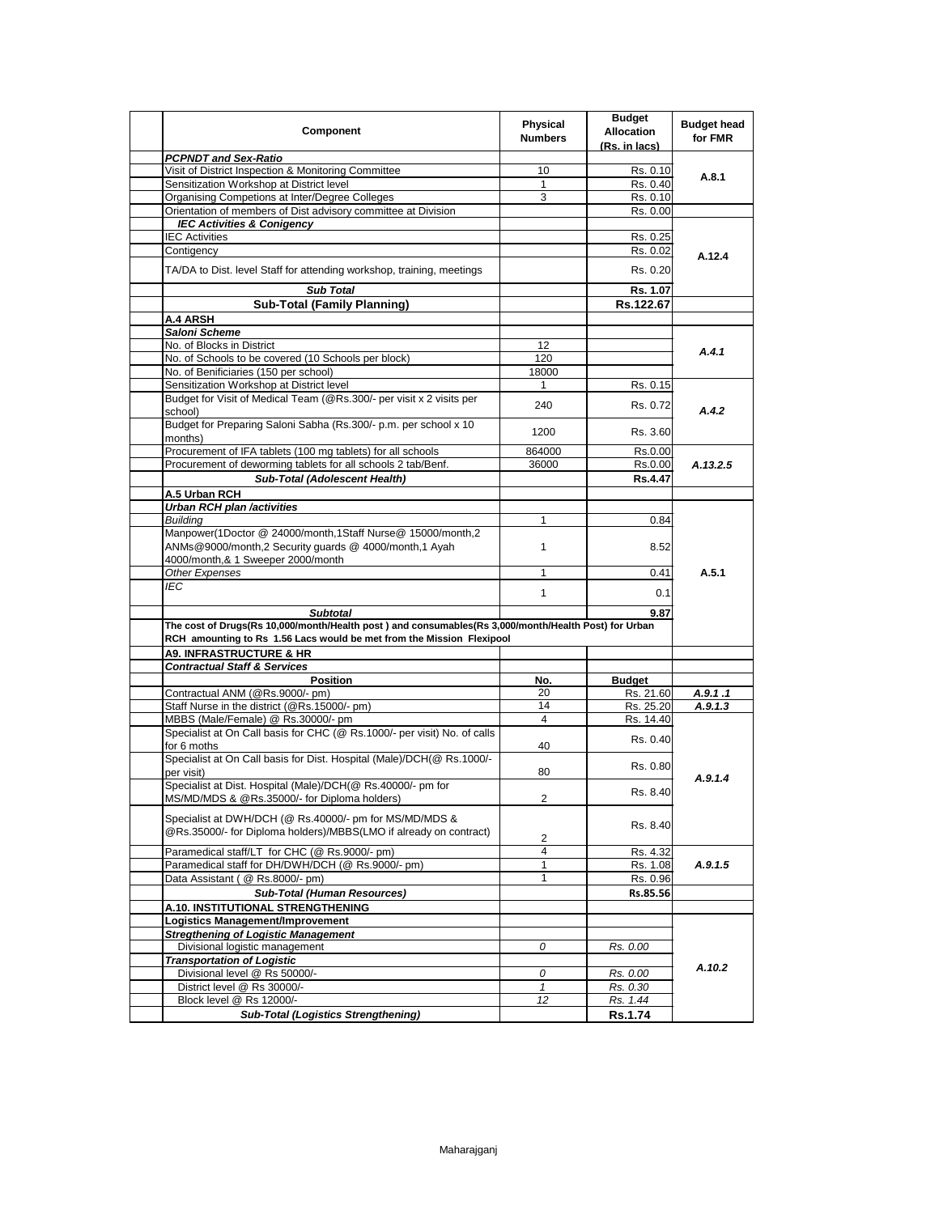| Component | Physical Numbers | Budget Allocation (Rs. in lacs) | Budget head for FMR |
|---|---|---|---|
| ***PCPNDT and Sex-Ratio*** | | | |
| Visit of District Inspection & Monitoring Committee | 10 | Rs. 0.10 | A.8.1 |
| Sensitization Workshop at District level | 1 | Rs. 0.40 | |
| Organising Competions at Inter/Degree Colleges | 3 | Rs. 0.10 | |
| Orientation of members of Dist advisory committee at Division | | Rs. 0.00 | |
| ***IEC Activities & Conigency*** | | | A.12.4 |
| IEC Activities | | Rs. 0.25 | |
| Contigency | | Rs. 0.02 | |
| TA/DA to Dist. level Staff for attending workshop, training, meetings | | Rs. 0.20 | |
| ***Sub Total*** | | **Rs. 1.07** | |
| **Sub-Total (Family Planning)** | | **Rs.122.67** | |
| **A.4 ARSH** | | | |
| ***Saloni Scheme*** | | | A.4.1 |
| No. of Blocks in District | 12 | | |
| No. of Schools to be covered (10 Schools per block) | 120 | | |
| No. of Benificiaries (150 per school) | 18000 | | |
| Sensitization Workshop at District level | 1 | Rs. 0.15 | A.4.2 |
| Budget for Visit of Medical Team (@Rs.300/- per visit x 2 visits per school) | 240 | Rs. 0.72 | |
| Budget for Preparing Saloni Sabha (Rs.300/- p.m. per school x 10 months) | 1200 | Rs. 3.60 | |
| Procurement of IFA tablets (100 mg tablets) for all schools | 864000 | Rs.0.00 | A.13.2.5 |
| Procurement of deworming tablets for all schools 2 tab/Benf. | 36000 | Rs.0.00 | |
| ***Sub-Total (Adolescent Health)*** | | **Rs.4.47** | |
| **A.5 Urban RCH** | | | |
| ***Urban RCH plan /activities*** | | | A.5.1 |
| *Building* | 1 | 0.84 | |
| Manpower(1Doctor @ 24000/month,1Staff Nurse@ 15000/month,2 ANMs@9000/month,2 Security guards @ 4000/month,1 Ayah 4000/month,& 1 Sweeper 2000/month | 1 | 8.52 | |
| *Other Expenses* | 1 | 0.41 | |
| *IEC* | 1 | 0.1 | |
| ***Subtotal*** | | **9.87** | |
| **The cost of Drugs(Rs 10,000/month/Health post ) and consumables(Rs 3,000/month/Health Post) for Urban RCH amounting to Rs 1.56 Lacs would be met from the Mission Flexipool** | | | |
| **A9. INFRASTRUCTURE & HR** | | | |
| ***Contractual Staff & Services*** | | | |
| **Position** | **No.** | **Budget** | |
| Contractual ANM (@Rs.9000/- pm) | 20 | Rs. 21.60 | A.9.1 .1 |
| Staff Nurse in the district (@Rs.15000/- pm) | 14 | Rs. 25.20 | A.9.1.3 |
| MBBS (Male/Female) @ Rs.30000/- pm | 4 | Rs. 14.40 | A.9.1.4 |
| Specialist at On Call basis for CHC (@ Rs.1000/- per visit) No. of calls for 6 moths | 40 | Rs. 0.40 | |
| Specialist at On Call basis for Dist. Hospital (Male)/DCH(@ Rs.1000/- per visit) | 80 | Rs. 0.80 | |
| Specialist at Dist. Hospital (Male)/DCH(@ Rs.40000/- pm for MS/MD/MDS & @Rs.35000/- for Diploma holders) | 2 | Rs. 8.40 | |
| Specialist at DWH/DCH (@ Rs.40000/- pm for MS/MD/MDS & @Rs.35000/- for Diploma holders)/MBBS(LMO if already on contract) | 2 | Rs. 8.40 | |
| Paramedical staff/LT for CHC (@ Rs.9000/- pm) | 4 | Rs. 4.32 | A.9.1.5 |
| Paramedical staff for DH/DWH/DCH (@ Rs.9000/- pm) | 1 | Rs. 1.08 | |
| Data Assistant ( @ Rs.8000/- pm) | 1 | Rs. 0.96 | |
| ***Sub-Total (Human Resources)*** | | **Rs.85.56** | |
| **A.10. INSTITUTIONAL STRENGTHENING** | | | |
| **Logistics Management/Improvement** | | | A.10.2 |
| ***Stregthening of Logistic Management*** | | | |
| *Divisional logistic management* | *0* | *Rs. 0.00* | |
| ***Transportation of Logistic*** | | | |
| *Divisional level @ Rs 50000/-* | *0* | *Rs. 0.00* | |
| *District level @ Rs 30000/-* | *1* | *Rs. 0.30* | |
| *Block level @ Rs 12000/-* | *12* | *Rs. 1.44* | |
| ***Sub-Total (Logistics Strengthening)*** | | **Rs.1.74** | |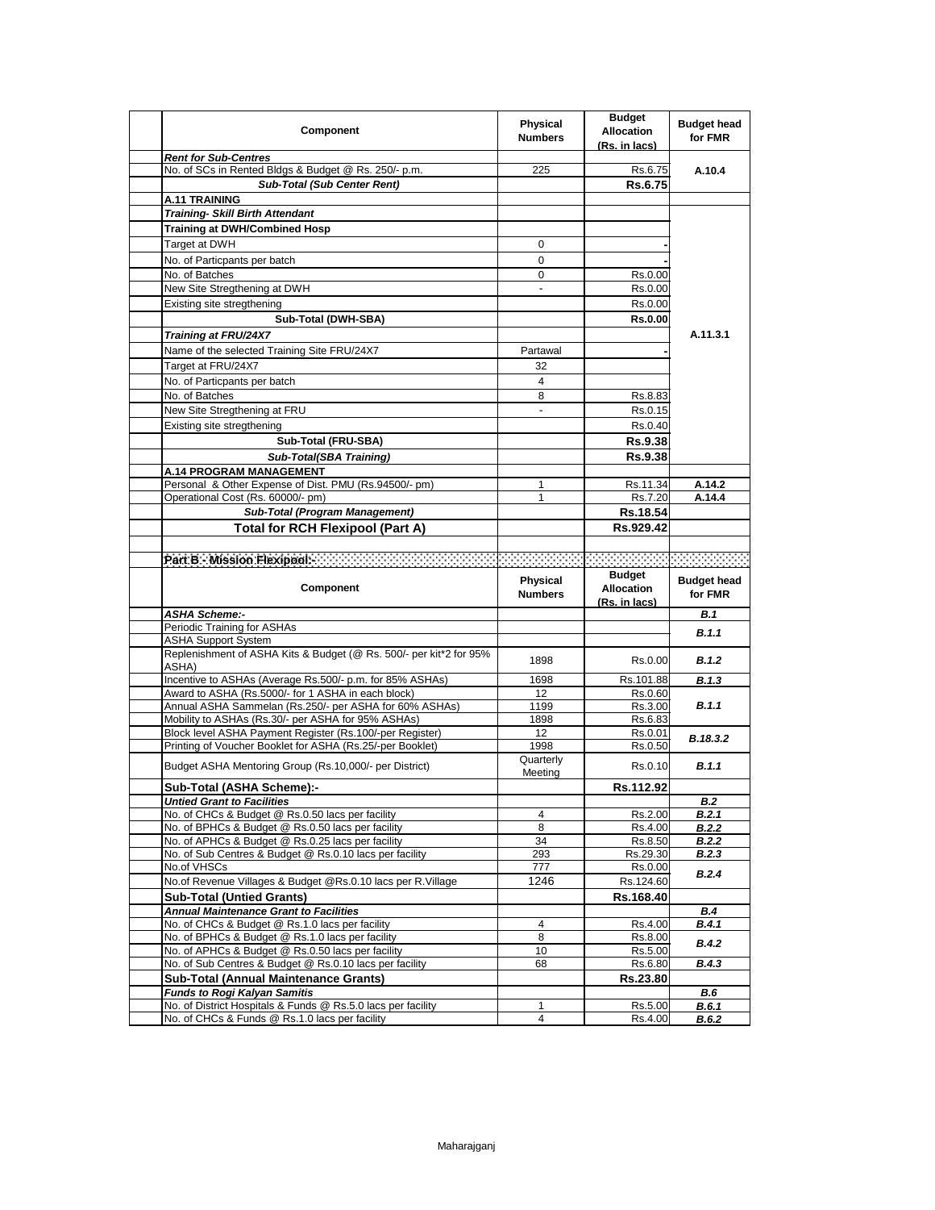| Component | Physical Numbers | Budget Allocation (Rs. in lacs) | Budget head for FMR |
|---|---|---|---|
| ***Rent for Sub-Centres*** | | | |
| No. of SCs in Rented Bldgs & Budget @ Rs. 250/- p.m. | 225 | Rs.6.75 | A.10.4 |
| ***Sub-Total (Sub Center Rent)*** | | **Rs.6.75** | |
| **A.11 TRAINING** | | | |
| ***Training- Skill Birth Attendant*** | | | A.11.3.1 |
| **Training at DWH/Combined Hosp** | | | |
| Target at DWH | 0 | - | |
| No. of Particpants per batch | 0 | - | |
| No. of Batches | 0 | Rs.0.00 | |
| New Site Stregthening at DWH | - | Rs.0.00 | |
| Existing site stregthening | | Rs.0.00 | |
| **Sub-Total (DWH-SBA)** | | **Rs.0.00** | |
| ***Training at FRU/24X7*** | | | |
| Name of the selected Training Site FRU/24X7 | Partawal | - | |
| Target at FRU/24X7 | 32 | | |
| No. of Particpants per batch | 4 | | |
| No. of Batches | 8 | Rs.8.83 | |
| New Site Stregthening at FRU | - | Rs.0.15 | |
| Existing site stregthening | | Rs.0.40 | |
| **Sub-Total (FRU-SBA)** | | **Rs.9.38** | |
| ***Sub-Total(SBA Training)*** | | **Rs.9.38** | |
| **A.14 PROGRAM MANAGEMENT** | | | |
| Personal & Other Expense of Dist. PMU (Rs.94500/- pm) | 1 | Rs.11.34 | A.14.2 |
| Operational Cost (Rs. 60000/- pm) | 1 | Rs.7.20 | A.14.4 |
| ***Sub-Total (Program Management)*** | | **Rs.18.54** | |
| **Total for RCH Flexipool (Part A)** | | **Rs.929.42** | |

**Part B - Mission Flexipool:-**

| Component | Physical Numbers | Budget Allocation (Rs. in lacs) | Budget head for FMR |
|---|---|---|---|
| ***ASHA Scheme:-*** | | | ***B.1*** |
| Periodic Training for ASHAs | | | ***B.1.1*** |
| ASHA Support System | | | |
| Replenishment of ASHA Kits & Budget (@ Rs. 500/- per kit*2 for 95% ASHA) | 1898 | Rs.0.00 | ***B.1.2*** |
| Incentive to ASHAs (Average Rs.500/- p.m. for 85% ASHAs) | 1698 | Rs.101.88 | ***B.1.3*** |
| Award to ASHA (Rs.5000/- for 1 ASHA in each block) | 12 | Rs.0.60 | ***B.1.1*** |
| Annual ASHA Sammelan (Rs.250/- per ASHA for 60% ASHAs) | 1199 | Rs.3.00 | |
| Mobility to ASHAs (Rs.30/- per ASHA for 95% ASHAs) | 1898 | Rs.6.83 | |
| Block level ASHA Payment Register (Rs.100/-per Register) | 12 | Rs.0.01 | ***B.18.3.2*** |
| Printing of Voucher Booklet for ASHA (Rs.25/-per Booklet) | 1998 | Rs.0.50 | |
| Budget ASHA Mentoring Group (Rs.10,000/- per District) | Quarterly Meeting | Rs.0.10 | ***B.1.1*** |
| **Sub-Total (ASHA Scheme):-** | | **Rs.112.92** | |
| ***Untied Grant to Facilities*** | | | ***B.2*** |
| No. of CHCs & Budget @ Rs.0.50 lacs per facility | 4 | Rs.2.00 | ***B.2.1*** |
| No. of BPHCs & Budget @ Rs.0.50 lacs per facility | 8 | Rs.4.00 | ***B.2.2*** |
| No. of APHCs & Budget @ Rs.0.25 lacs per facility | 34 | Rs.8.50 | ***B.2.2*** |
| No. of Sub Centres & Budget @ Rs.0.10 lacs per facility | 293 | Rs.29.30 | ***B.2.3*** |
| No.of VHSCs | 777 | Rs.0.00 | ***B.2.4*** |
| No.of Revenue Villages & Budget @Rs.0.10 lacs per R.Village | 1246 | Rs.124.60 | |
| **Sub-Total (Untied Grants)** | | **Rs.168.40** | |
| ***Annual Maintenance Grant to Facilities*** | | | ***B.4*** |
| No. of CHCs & Budget @ Rs.1.0 lacs per facility | 4 | Rs.4.00 | ***B.4.1*** |
| No. of BPHCs & Budget @ Rs.1.0 lacs per facility | 8 | Rs.8.00 | ***B.4.2*** |
| No. of APHCs & Budget @ Rs.0.50 lacs per facility | 10 | Rs.5.00 | |
| No. of Sub Centres & Budget @ Rs.0.10 lacs per facility | 68 | Rs.6.80 | ***B.4.3*** |
| **Sub-Total (Annual Maintenance Grants)** | | **Rs.23.80** | |
| ***Funds to Rogi Kalyan Samitis*** | | | ***B.6*** |
| No. of District Hospitals & Funds @ Rs.5.0 lacs per facility | 1 | Rs.5.00 | ***B.6.1*** |
| No. of CHCs & Funds @ Rs.1.0 lacs per facility | 4 | Rs.4.00 | ***B.6.2*** |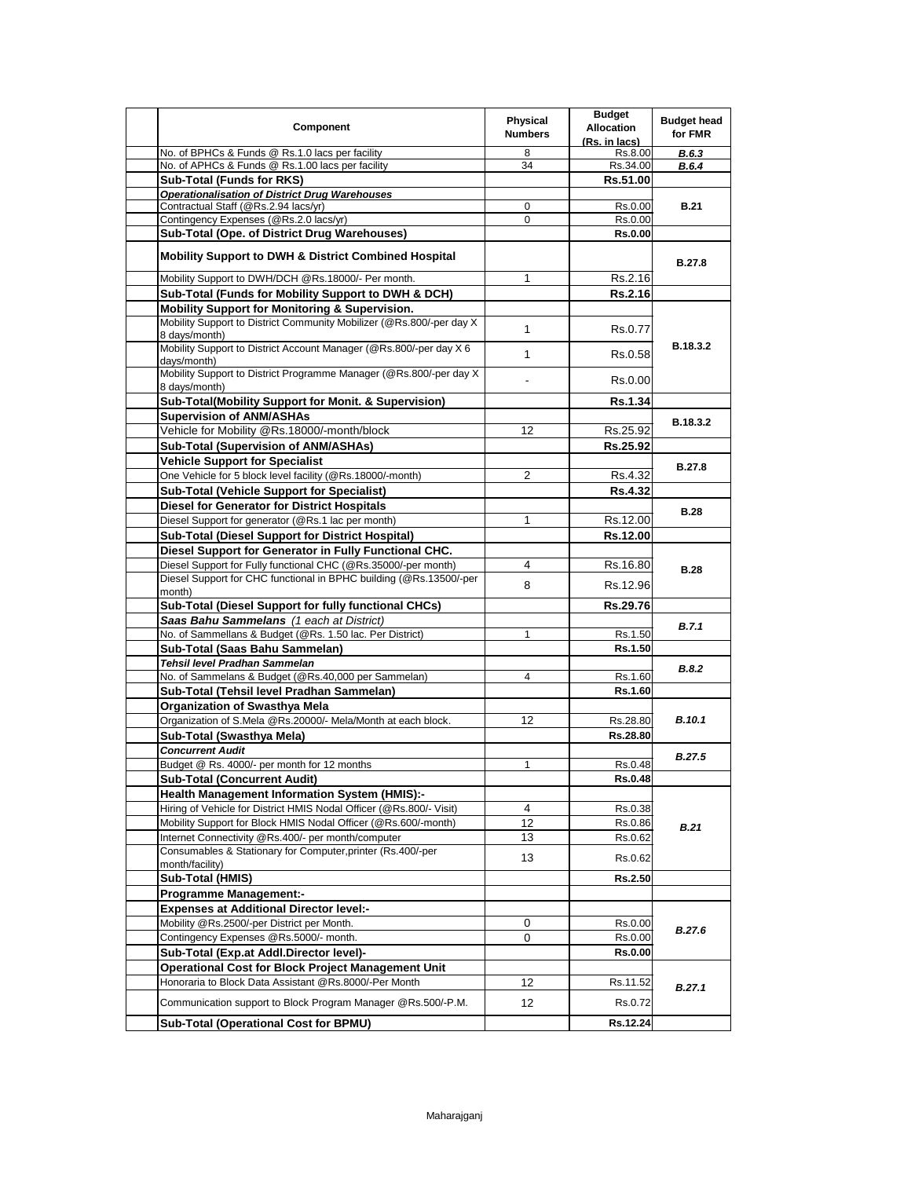| Component | Physical Numbers | Budget Allocation (Rs. in lacs) | Budget head for FMR |
|---|---|---|---|
| No. of BPHCs & Funds @ Rs.1.0 lacs per facility | 8 | Rs.8.00 | *B.6.3* |
| No. of APHCs & Funds @ Rs.1.00 lacs per facility | 34 | Rs.34.00 | *B.6.4* |
| **Sub-Total (Funds for RKS)** | | **Rs.51.00** | |
| ***Operationalisation of District Drug Warehouses*** | | | |
| Contractual Staff (@Rs.2.94 lacs/yr) | 0 | Rs.0.00 | **B.21** |
| Contingency Expenses (@Rs.2.0 lacs/yr) | 0 | Rs.0.00 | |
| **Sub-Total (Ope. of District Drug Warehouses)** | | **Rs.0.00** | |
| **Mobility Support to DWH & District Combined Hospital** | | | **B.27.8** |
| Mobility Support to DWH/DCH @Rs.18000/- Per month. | 1 | Rs.2.16 | |
| **Sub-Total (Funds for Mobility Support to DWH & DCH)** | | **Rs.2.16** | |
| **Mobility Support for Monitoring & Supervision.** | | | |
| Mobility Support to District Community Mobilizer (@Rs.800/-per day X 8 days/month) | 1 | Rs.0.77 | **B.18.3.2** |
| Mobility Support to District Account Manager (@Rs.800/-per day X 6 days/month) | 1 | Rs.0.58 | |
| Mobility Support to District Programme Manager (@Rs.800/-per day X 8 days/month) | - | Rs.0.00 | |
| **Sub-Total(Mobility Support for Monit. & Supervision)** | | **Rs.1.34** | |
| **Supervision of ANM/ASHAs** | | | **B.18.3.2** |
| Vehicle for Mobility @Rs.18000/-month/block | 12 | Rs.25.92 | |
| **Sub-Total (Supervision of ANM/ASHAs)** | | **Rs.25.92** | |
| **Vehicle Support for Specialist** | | | **B.27.8** |
| One Vehicle for 5 block level facility (@Rs.18000/-month) | 2 | Rs.4.32 | |
| **Sub-Total (Vehicle Support for Specialist)** | | **Rs.4.32** | |
| **Diesel for Generator for District Hospitals** | | | **B.28** |
| Diesel Support for generator (@Rs.1 lac per month) | 1 | Rs.12.00 | |
| **Sub-Total (Diesel Support for District Hospital)** | | **Rs.12.00** | |
| **Diesel Support for Generator in Fully Functional CHC.** | | | |
| Diesel Support for Fully functional CHC (@Rs.35000/-per month) | 4 | Rs.16.80 | **B.28** |
| Diesel Support for CHC functional in BPHC building (@Rs.13500/-per month) | 8 | Rs.12.96 | |
| **Sub-Total (Diesel Support for fully functional CHCs)** | | **Rs.29.76** | |
| ***Saas Bahu Sammelans** (1 each at District)* | | | *B.7.1* |
| No. of Sammellans & Budget (@Rs. 1.50 lac. Per District) | 1 | Rs.1.50 | |
| **Sub-Total (Saas Bahu Sammelan)** | | **Rs.1.50** | |
| ***Tehsil level Pradhan Sammelan*** | | | *B.8.2* |
| No. of Sammelans & Budget (@Rs.40,000 per Sammelan) | 4 | Rs.1.60 | |
| **Sub-Total (Tehsil level Pradhan Sammelan)** | | **Rs.1.60** | |
| **Organization of Swasthya Mela** | | | |
| Organization of S.Mela @Rs.20000/- Mela/Month at each block. | 12 | Rs.28.80 | *B.10.1* |
| **Sub-Total (Swasthya Mela)** | | **Rs.28.80** | |
| ***Concurrent Audit*** | | | *B.27.5* |
| Budget @ Rs. 4000/- per month for 12 months | 1 | Rs.0.48 | |
| **Sub-Total (Concurrent Audit)** | | **Rs.0.48** | |
| **Health Management Information System (HMIS):-** | | | |
| Hiring of Vehicle for District HMIS Nodal Officer (@Rs.800/- Visit) | 4 | Rs.0.38 | *B.21* |
| Mobility Support for Block HMIS Nodal Officer (@Rs.600/-month) | 12 | Rs.0.86 | |
| Internet Connectivity @Rs.400/- per month/computer | 13 | Rs.0.62 | |
| Consumables & Stationary for Computer,printer (Rs.400/-per month/facility) | 13 | Rs.0.62 | |
| **Sub-Total (HMIS)** | | **Rs.2.50** | |
| **Programme Management:-** | | | |
| **Expenses at Additional Director level:-** | | | |
| Mobility @Rs.2500/-per District per Month. | 0 | Rs.0.00 | *B.27.6* |
| Contingency Expenses @Rs.5000/- month. | 0 | Rs.0.00 | |
| **Sub-Total (Exp.at Addl.Director level)-** | | **Rs.0.00** | |
| **Operational Cost for Block Project Management Unit** | | | |
| Honoraria to Block Data Assistant @Rs.8000/-Per Month | 12 | Rs.11.52 | *B.27.1* |
| Communication support to Block Program Manager @Rs.500/-P.M. | 12 | Rs.0.72 | |
| **Sub-Total (Operational Cost for BPMU)** | | **Rs.12.24** | |

Maharajganj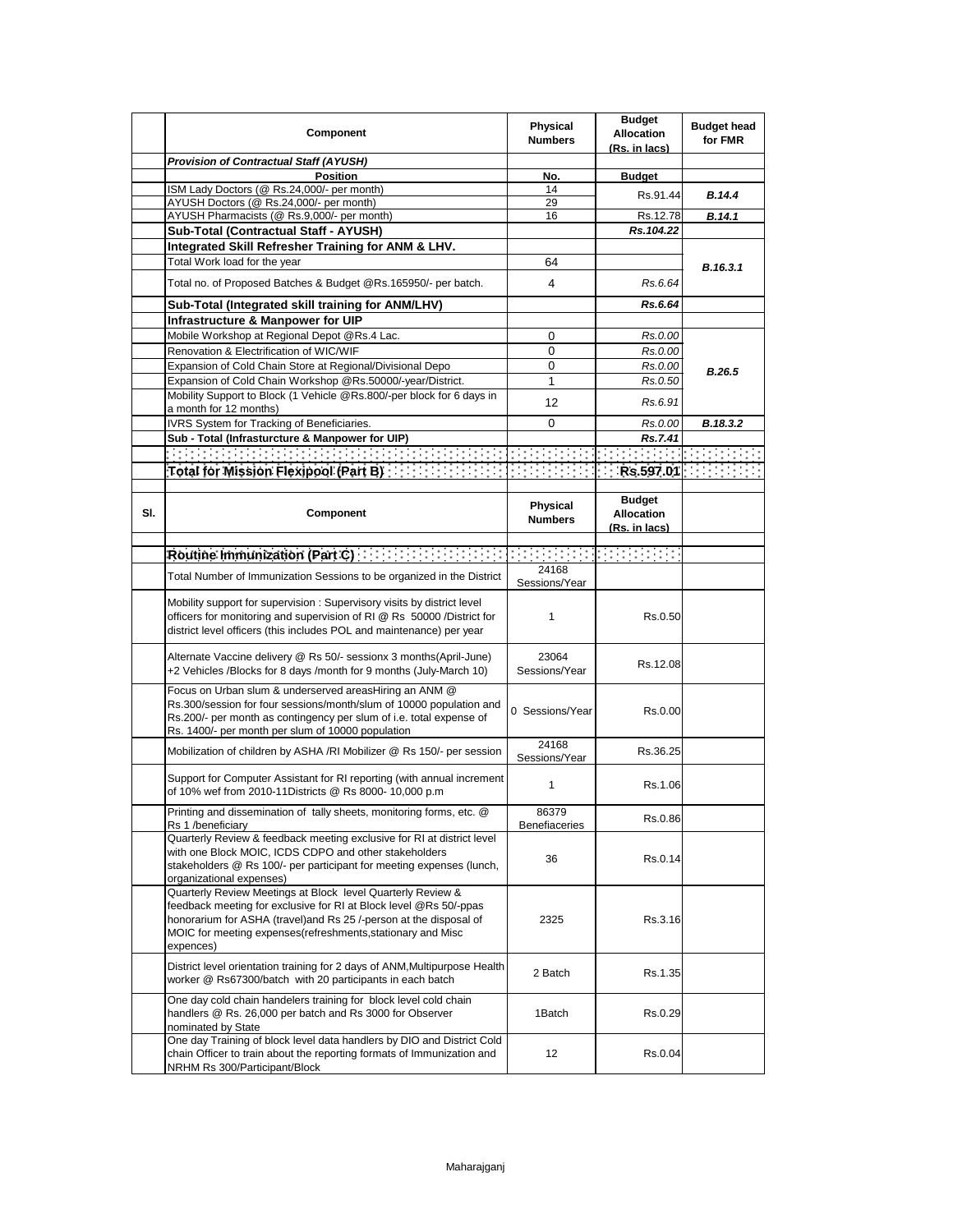| | Component | Physical Numbers | Budget Allocation (Rs. in lacs) | Budget head for FMR |
|---|---|---|---|---|
| | ***Provision of Contractual Staff (AYUSH)*** | | | |
| | **Position** | **No.** | **Budget** | |
| | ISM Lady Doctors (@ Rs.24,000/- per month) | 14 | Rs.91.44 | ***B.14.4*** |
| | AYUSH Doctors (@ Rs.24,000/- per month) | 29 | | |
| | AYUSH Pharmacists (@ Rs.9,000/- per month) | 16 | Rs.12.78 | ***B.14.1*** |
| | **Sub-Total (Contractual Staff - AYUSH)** | | ***Rs.104.22*** | |
| | **Integrated Skill Refresher Training for ANM & LHV.** | | | |
| | Total Work load for the year | 64 | | ***B.16.3.1*** |
| | Total no. of Proposed Batches & Budget @Rs.165950/- per batch. | 4 | *Rs.6.64* | |
| | **Sub-Total (Integrated skill training for ANM/LHV)** | | ***Rs.6.64*** | |
| | **Infrastructure & Manpower for UIP** | | | |
| | Mobile Workshop at Regional Depot @Rs.4 Lac. | 0 | *Rs.0.00* | ***B.26.5*** |
| | Renovation & Electrification of WIC/WIF | 0 | *Rs.0.00* | |
| | Expansion of Cold Chain Store at Regional/Divisional Depo | 0 | *Rs.0.00* | |
| | Expansion of Cold Chain Workshop @Rs.50000/-year/District. | 1 | *Rs.0.50* | |
| | Mobility Support to Block (1 Vehicle @Rs.800/-per block for 6 days in a month for 12 months) | 12 | *Rs.6.91* | |
| | IVRS System for Tracking of Beneficiaries. | 0 | *Rs.0.00* | ***B.18.3.2*** |
| | **Sub - Total (Infrasturcture & Manpower for UIP)** | | ***Rs.7.41*** | |
| | | | | |
| | **Total for Mission Flexipool (Part B)** | | **Rs.597.01** | |

| Sl. | Component | Physical Numbers | Budget Allocation (Rs. in lacs) | |
|---|---|---|---|---|
| | **Routine Immunization (Part C)** | | | |
| | Total Number of Immunization Sessions to be organized in the District | 24168 Sessions/Year | | |
| | Mobility support for supervision : Supervisory visits by district level officers for monitoring and supervision of RI @ Rs 50000 /District for district level officers (this includes POL and maintenance) per year | 1 | Rs.0.50 | |
| | Alternate Vaccine delivery @ Rs 50/- sessionx 3 months(April-June) +2 Vehicles /Blocks for 8 days /month for 9 months (July-March 10) | 23064 Sessions/Year | Rs.12.08 | |
| | Focus on Urban slum & underserved areasHiring an ANM @ Rs.300/session for four sessions/month/slum of 10000 population and Rs.200/- per month as contingency per slum of i.e. total expense of Rs. 1400/- per month per slum of 10000 population | 0 Sessions/Year | Rs.0.00 | |
| | Mobilization of children by ASHA /RI Mobilizer @ Rs 150/- per session | 24168 Sessions/Year | Rs.36.25 | |
| | Support for Computer Assistant for RI reporting (with annual increment of 10% wef from 2010-11Districts @ Rs 8000- 10,000 p.m | 1 | Rs.1.06 | |
| | Printing and dissemination of tally sheets, monitoring forms, etc. @ Rs 1 /beneficiary | 86379 Benefiaceries | Rs.0.86 | |
| | Quarterly Review & feedback meeting exclusive for RI at district level with one Block MOIC, ICDS CDPO and other stakeholders stakeholders @ Rs 100/- per participant for meeting expenses (lunch, organizational expenses) | 36 | Rs.0.14 | |
| | Quarterly Review Meetings at Block level Quarterly Review & feedback meeting for exclusive for RI at Block level @Rs 50/-ppas honorarium for ASHA (travel)and Rs 25 /-person at the disposal of MOIC for meeting expenses(refreshments,stationary and Misc expences) | 2325 | Rs.3.16 | |
| | District level orientation training for 2 days of ANM,Multipurpose Health worker @ Rs67300/batch with 20 participants in each batch | 2 Batch | Rs.1.35 | |
| | One day cold chain handelers training for block level cold chain handlers @ Rs. 26,000 per batch and Rs 3000 for Observer nominated by State | 1Batch | Rs.0.29 | |
| | One day Training of block level data handlers by DIO and District Cold chain Officer to train about the reporting formats of Immunization and NRHM Rs 300/Participant/Block | 12 | Rs.0.04 | |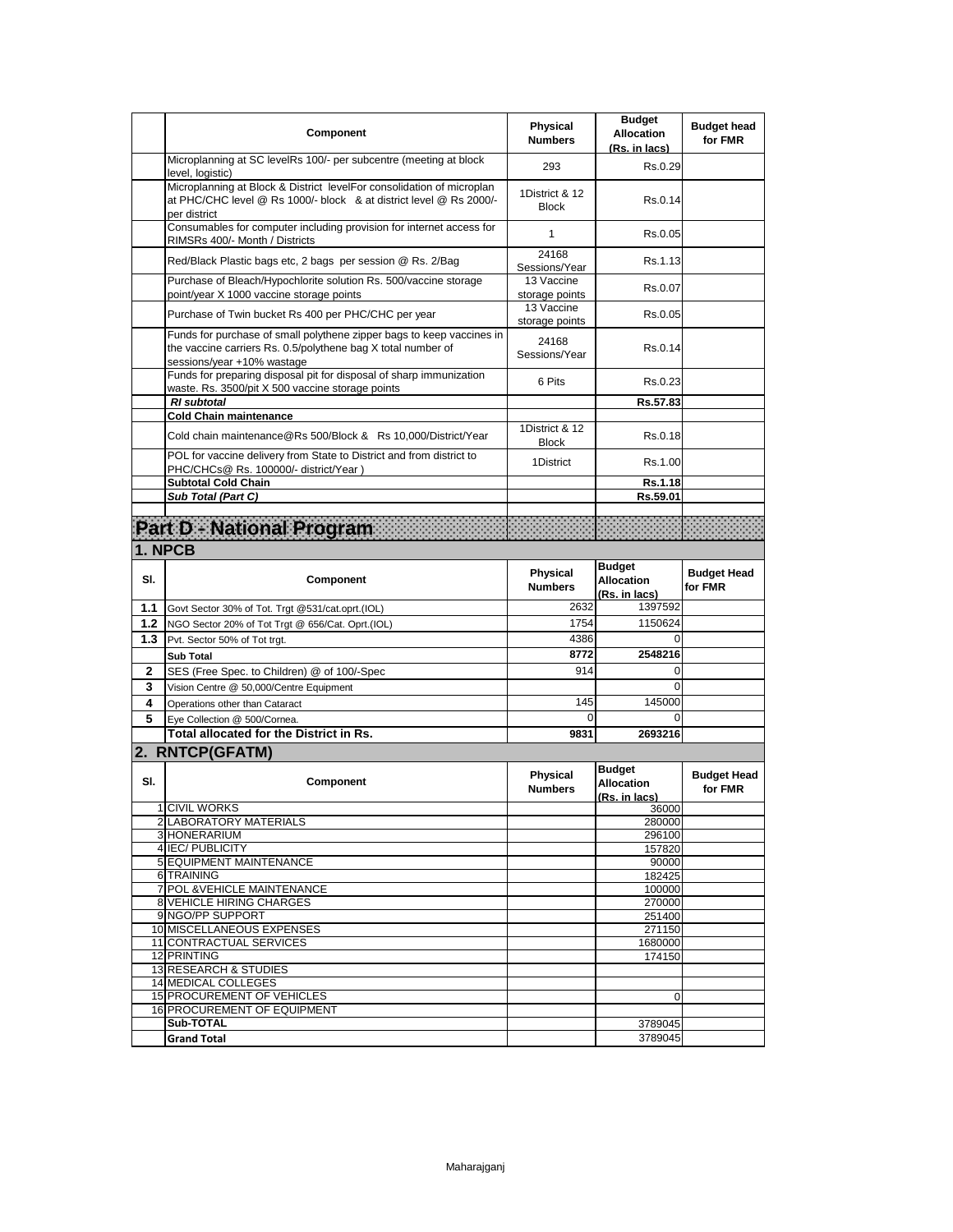| | Component | Physical Numbers | Budget Allocation (Rs. in lacs) | Budget head for FMR |
|---|---|---|---|---|
| | Microplanning at SC levelRs 100/- per subcentre (meeting at block level, logistic) | 293 | Rs.0.29 | |
| | Microplanning at Block & District levelFor consolidation of microplan at PHC/CHC level @ Rs 1000/- block & at district level @ Rs 2000/- per district | 1District & 12 Block | Rs.0.14 | |
| | Consumables for computer including provision for internet access for RIMSRs 400/- Month / Districts | 1 | Rs.0.05 | |
| | Red/Black Plastic bags etc, 2 bags per session @ Rs. 2/Bag | 24168 Sessions/Year | Rs.1.13 | |
| | Purchase of Bleach/Hypochlorite solution Rs. 500/vaccine storage point/year X 1000 vaccine storage points | 13 Vaccine storage points | Rs.0.07 | |
| | Purchase of Twin bucket Rs 400 per PHC/CHC per year | 13 Vaccine storage points | Rs.0.05 | |
| | Funds for purchase of small polythene zipper bags to keep vaccines in the vaccine carriers Rs. 0.5/polythene bag X total number of sessions/year +10% wastage | 24168 Sessions/Year | Rs.0.14 | |
| | Funds for preparing disposal pit for disposal of sharp immunization waste. Rs. 3500/pit X 500 vaccine storage points | 6 Pits | Rs.0.23 | |
| | ***RI subtotal*** | | **Rs.57.83** | |
| | **Cold Chain maintenance** | | | |
| | Cold chain maintenance@Rs 500/Block & Rs 10,000/District/Year | 1District & 12 Block | Rs.0.18 | |
| | POL for vaccine delivery from State to District and from district to PHC/CHCs@ Rs. 100000/- district/Year ) | 1District | Rs.1.00 | |
| | **Subtotal Cold Chain** | | **Rs.1.18** | |
| | ***Sub Total (Part C)*** | | **Rs.59.01** | |

# Part D - National Program

## 1. NPCB

| Sl. | Component | Physical Numbers | Budget Allocation (Rs. in lacs) | Budget Head for FMR |
|---|---|---|---|---|
| **1.1** | Govt Sector 30% of Tot. Trgt @531/cat.oprt.(IOL) | 2632 | 1397592 | |
| **1.2** | NGO Sector 20% of Tot Trgt @ 656/Cat. Oprt.(IOL) | 1754 | 1150624 | |
| **1.3** | Pvt. Sector 50% of Tot trgt. | 4386 | 0 | |
| | **Sub Total** | **8772** | **2548216** | |
| **2** | SES (Free Spec. to Children) @ of 100/-Spec | 914 | 0 | |
| **3** | Vision Centre @ 50,000/Centre Equipment | | 0 | |
| **4** | Operations other than Cataract | 145 | 145000 | |
| **5** | Eye Collection @ 500/Cornea. | 0 | 0 | |
| | **Total allocated for the District in Rs.** | **9831** | **2693216** | |

## 2. RNTCP(GFATM)

| Sl. | Component | Physical Numbers | Budget Allocation (Rs. in lacs) | Budget Head for FMR |
|---|---|---|---|---|
| 1 | CIVIL WORKS | | 36000 | |
| 2 | LABORATORY MATERIALS | | 280000 | |
| 3 | HONERARIUM | | 296100 | |
| 4 | IEC/ PUBLICITY | | 157820 | |
| 5 | EQUIPMENT MAINTENANCE | | 90000 | |
| 6 | TRAINING | | 182425 | |
| 7 | POL &VEHICLE MAINTENANCE | | 100000 | |
| 8 | VEHICLE HIRING CHARGES | | 270000 | |
| 9 | NGO/PP SUPPORT | | 251400 | |
| 10 | MISCELLANEOUS EXPENSES | | 271150 | |
| 11 | CONTRACTUAL SERVICES | | 1680000 | |
| 12 | PRINTING | | 174150 | |
| 13 | RESEARCH & STUDIES | | | |
| 14 | MEDICAL COLLEGES | | | |
| 15 | PROCUREMENT OF VEHICLES | | 0 | |
| 16 | PROCUREMENT OF EQUIPMENT | | | |
| | **Sub-TOTAL** | | 3789045 | |
| | **Grand Total** | | 3789045 | |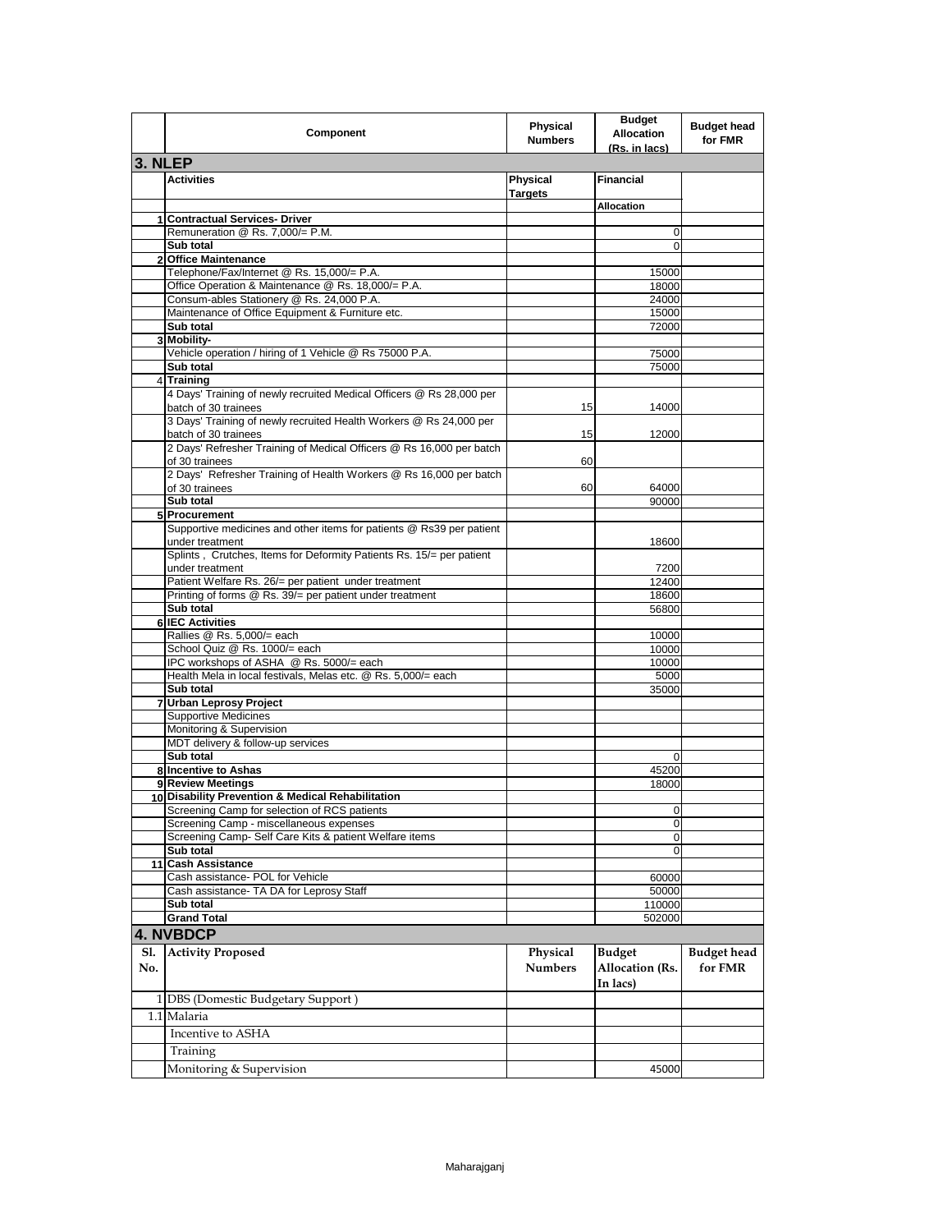| | Component | Physical Numbers | Budget Allocation (Rs. in lacs) | Budget head for FMR |
|---|---|---|---|---|
| **3. NLEP** | | | | |
| | **Activities** | **Physical Targets** | **Financial** | |
| | | | **Allocation** | |
| 1 | **Contractual Services- Driver** | | | |
| | Remuneration @ Rs. 7,000/= P.M. | | 0 | |
| | **Sub total** | | 0 | |
| 2 | **Office Maintenance** | | | |
| | Telephone/Fax/Internet @ Rs. 15,000/= P.A. | | 15000 | |
| | Office Operation & Maintenance @ Rs. 18,000/= P.A. | | 18000 | |
| | Consum-ables Stationery @ Rs. 24,000 P.A. | | 24000 | |
| | Maintenance of Office Equipment & Furniture etc. | | 15000 | |
| | **Sub total** | | 72000 | |
| 3 | **Mobility-** | | | |
| | Vehicle operation / hiring of 1 Vehicle @ Rs 75000 P.A. | | 75000 | |
| | **Sub total** | | 75000 | |
| 4 | **Training** | | | |
| | 4 Days' Training of newly recruited Medical Officers @ Rs 28,000 per batch of 30 trainees | 15 | 14000 | |
| | 3 Days' Training of newly recruited Health Workers @ Rs 24,000 per batch of 30 trainees | 15 | 12000 | |
| | 2 Days' Refresher Training of Medical Officers @ Rs 16,000 per batch of 30 trainees | 60 | | |
| | 2 Days' Refresher Training of Health Workers @ Rs 16,000 per batch of 30 trainees | 60 | 64000 | |
| | **Sub total** | | 90000 | |
| 5 | **Procurement** | | | |
| | Supportive medicines and other items for patients @ Rs39 per patient under treatment | | 18600 | |
| | Splints , Crutches, Items for Deformity Patients Rs. 15/= per patient under treatment | | 7200 | |
| | Patient Welfare Rs. 26/= per patient under treatment | | 12400 | |
| | Printing of forms @ Rs. 39/= per patient under treatment | | 18600 | |
| | **Sub total** | | 56800 | |
| 6 | **IEC Activities** | | | |
| | Rallies @ Rs. 5,000/= each | | 10000 | |
| | School Quiz @ Rs. 1000/= each | | 10000 | |
| | IPC workshops of ASHA @ Rs. 5000/= each | | 10000 | |
| | Health Mela in local festivals, Melas etc. @ Rs. 5,000/= each | | 5000 | |
| | **Sub total** | | 35000 | |
| 7 | **Urban Leprosy Project** | | | |
| | Supportive Medicines | | | |
| | Monitoring & Supervision | | | |
| | MDT delivery & follow-up services | | | |
| | **Sub total** | | 0 | |
| 8 | **Incentive to Ashas** | | 45200 | |
| 9 | **Review Meetings** | | 18000 | |
| 10 | **Disability Prevention & Medical Rehabilitation** | | | |
| | Screening Camp for selection of RCS patients | | 0 | |
| | Screening Camp - miscellaneous expenses | | 0 | |
| | Screening Camp- Self Care Kits & patient Welfare items | | 0 | |
| | **Sub total** | | 0 | |
| 11 | **Cash Assistance** | | | |
| | Cash assistance- POL for Vehicle | | 60000 | |
| | Cash assistance- TA DA for Leprosy Staff | | 50000 | |
| | **Sub total** | | 110000 | |
| | **Grand Total** | | 502000 | |
| **4. NVBDCP** | | | | |
| **Sl. No.** | **Activity Proposed** | **Physical Numbers** | **Budget Allocation (Rs. In lacs)** | **Budget head for FMR** |
| 1 | DBS (Domestic Budgetary Support ) | | | |
| 1.1 | Malaria | | | |
| | Incentive to ASHA | | | |
| | Training | | | |
| | Monitoring & Supervision | | 45000 | |

Maharajganj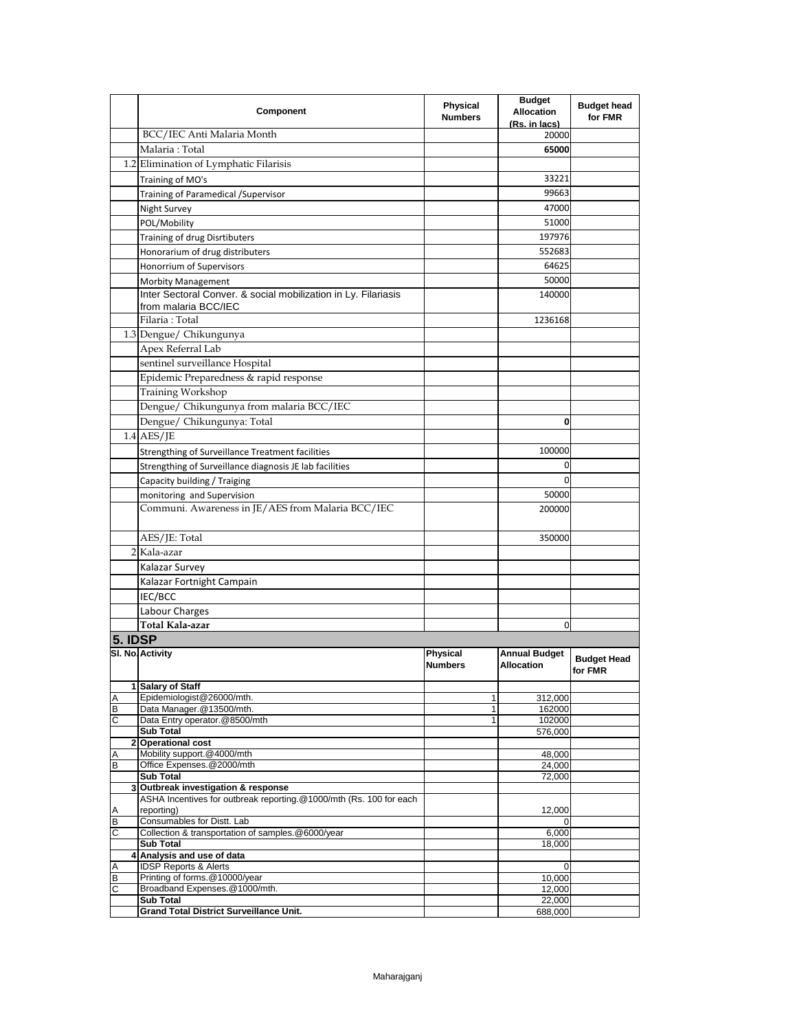| | Component | Physical Numbers | Budget Allocation (Rs. in lacs) | Budget head for FMR |
|---|---|---|---|---|
| | BCC/IEC Anti Malaria Month | | 20000 | |
| | Malaria : Total | | **65000** | |
| 1.2 | Elimination of Lymphatic Filarisis | | | |
| | Training of MO's | | 33221 | |
| | Training of Paramedical /Supervisor | | 99663 | |
| | Night Survey | | 47000 | |
| | POL/Mobility | | 51000 | |
| | Training of drug Disrtibuters | | 197976 | |
| | Honorarium of drug distributers | | 552683 | |
| | Honorrium of Supervisors | | 64625 | |
| | Morbity Management | | 50000 | |
| | Inter Sectoral Conver. & social mobilization in Ly. Filariasis from malaria BCC/IEC | | 140000 | |
| | Filaria : Total | | 1236168 | |
| 1.3 | Dengue/ Chikungunya | | | |
| | Apex Referral Lab | | | |
| | sentinel surveillance Hospital | | | |
| | Epidemic Preparedness & rapid response | | | |
| | Training Workshop | | | |
| | Dengue/ Chikungunya from malaria BCC/IEC | | | |
| | Dengue/ Chikungunya: Total | | **0** | |
| 1.4 | AES/JE | | | |
| | Strengthing of Surveillance Treatment facilities | | 100000 | |
| | Strengthing of Surveillance diagnosis JE lab facilities | | 0 | |
| | Capacity building / Traiging | | 0 | |
| | monitoring and Supervision | | 50000 | |
| | Communi. Awareness in JE/AES from Malaria BCC/IEC | | 200000 | |
| | AES/JE: Total | | 350000 | |
| 2 | Kala-azar | | | |
| | Kalazar Survey | | | |
| | Kalazar Fortnight Campain | | | |
| | IEC/BCC | | | |
| | Labour Charges | | | |
| | **Total Kala-azar** | | 0 | |

## 5. IDSP

| Sl. No. | Activity | Physical Numbers | Annual Budget Allocation | Budget Head for FMR |
|---|---|---|---|---|
| 1 | **Salary of Staff** | | | |
| A | Epidemiologist@26000/mth. | 1 | 312,000 | |
| B | Data Manager.@13500/mth. | 1 | 162000 | |
| C | Data Entry operator.@8500/mth | 1 | 102000 | |
| | **Sub Total** | | 576,000 | |
| 2 | **Operational cost** | | | |
| A | Mobility support.@4000/mth | | 48,000 | |
| B | Office Expenses.@2000/mth | | 24,000 | |
| | **Sub Total** | | 72,000 | |
| 3 | **Outbreak investigation & response** | | | |
| A | ASHA Incentives for outbreak reporting.@1000/mth (Rs. 100 for each reporting) | | 12,000 | |
| B | Consumables for Distt. Lab | | 0 | |
| C | Collection & transportation of samples.@6000/year | | 6,000 | |
| | **Sub Total** | | 18,000 | |
| 4 | **Analysis and use of data** | | | |
| A | IDSP Reports & Alerts | | 0 | |
| B | Printing of forms.@10000/year | | 10,000 | |
| C | Broadband Expenses.@1000/mth. | | 12,000 | |
| | **Sub Total** | | 22,000 | |
| | **Grand Total District Surveillance Unit.** | | 688,000 | |

Maharajganj